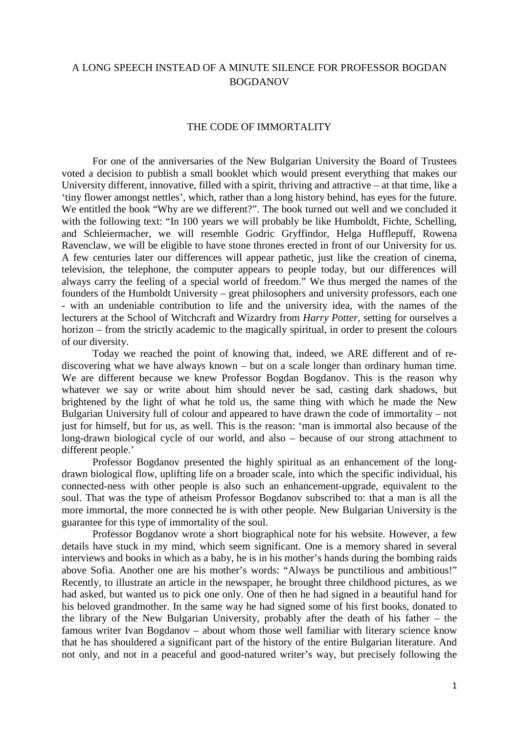# A LONG SPEECH INSTEAD OF A MINUTE SILENCE FOR PROFESSOR BOGDAN BOGDANOV

## THE CODE OF IMMORTALITY

For one of the anniversaries of the New Bulgarian University the Board of Trustees voted a decision to publish a small booklet which would present everything that makes our University different, innovative, filled with a spirit, thriving and attractive – at that time, like a 'tiny flower amongst nettles', which, rather than a long history behind, has eyes for the future. We entitled the book "Why are we different?". The book turned out well and we concluded it with the following text: "In 100 years we will probably be like Humboldt, Fichte, Schelling, and Schleiermacher, we will resemble Godric Gryffindor, Helga Hufflepuff, Rowena Ravenclaw, we will be eligible to have stone thrones erected in front of our University for us. A few centuries later our differences will appear pathetic, just like the creation of cinema, television, the telephone, the computer appears to people today, but our differences will always carry the feeling of a special world of freedom." We thus merged the names of the founders of the Humboldt University – great philosophers and university professors, each one - with an undeniable contribution to life and the university idea, with the names of the lecturers at the School of Witchcraft and Wizardry from *Harry Potter*, setting for ourselves a horizon – from the strictly academic to the magically spiritual, in order to present the colours of our diversity.

Today we reached the point of knowing that, indeed, we ARE different and of re-discovering what we have always known – but on a scale longer than ordinary human time. We are different because we knew Professor Bogdan Bogdanov. This is the reason why whatever we say or write about him should never be sad, casting dark shadows, but brightened by the light of what he told us, the same thing with which he made the New Bulgarian University full of colour and appeared to have drawn the code of immortality – not just for himself, but for us, as well. This is the reason: 'man is immortal also because of the long-drawn biological cycle of our world, and also – because of our strong attachment to different people.'

Professor Bogdanov presented the highly spiritual as an enhancement of the long-drawn biological flow, uplifting life on a broader scale, into which the specific individual, his connected-ness with other people is also such an enhancement-upgrade, equivalent to the soul. That was the type of atheism Professor Bogdanov subscribed to: that a man is all the more immortal, the more connected he is with other people. New Bulgarian University is the guarantee for this type of immortality of the soul.

Professor Bogdanov wrote a short biographical note for his website. However, a few details have stuck in my mind, which seem significant. One is a memory shared in several interviews and books in which as a baby, he is in his mother's hands during the bombing raids above Sofia. Another one are his mother's words: "Always be punctilious and ambitious!" Recently, to illustrate an article in the newspaper, he brought three childhood pictures, as we had asked, but wanted us to pick one only. One of then he had signed in a beautiful hand for his beloved grandmother. In the same way he had signed some of his first books, donated to the library of the New Bulgarian University, probably after the death of his father – the famous writer Ivan Bogdanov – about whom those well familiar with literary science know that he has shouldered a significant part of the history of the entire Bulgarian literature. And not only, and not in a peaceful and good-natured writer's way, but precisely following the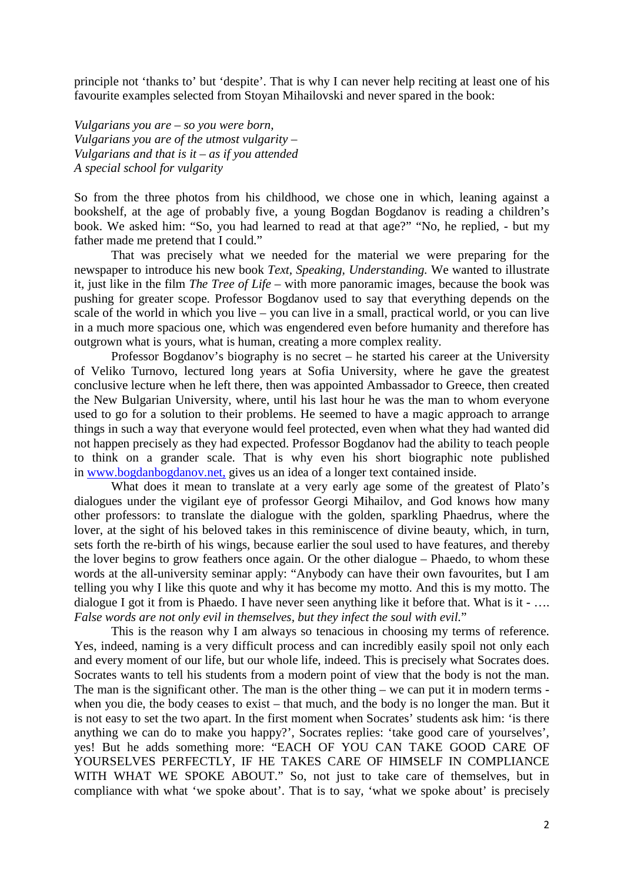principle not 'thanks to' but 'despite'. That is why I can never help reciting at least one of his favourite examples selected from Stoyan Mihailovski and never spared in the book:

*Vulgarians you are – so you were born,*
*Vulgarians you are of the utmost vulgarity –*
*Vulgarians and that is it – as if you attended*
*A special school for vulgarity*

So from the three photos from his childhood, we chose one in which, leaning against a bookshelf, at the age of probably five, a young Bogdan Bogdanov is reading a children's book. We asked him: "So, you had learned to read at that age?" "No, he replied, - but my father made me pretend that I could."

That was precisely what we needed for the material we were preparing for the newspaper to introduce his new book *Text, Speaking, Understanding.* We wanted to illustrate it, just like in the film *The Tree of Life* – with more panoramic images, because the book was pushing for greater scope. Professor Bogdanov used to say that everything depends on the scale of the world in which you live – you can live in a small, practical world, or you can live in a much more spacious one, which was engendered even before humanity and therefore has outgrown what is yours, what is human, creating a more complex reality.

Professor Bogdanov's biography is no secret – he started his career at the University of Veliko Turnovo, lectured long years at Sofia University, where he gave the greatest conclusive lecture when he left there, then was appointed Ambassador to Greece, then created the New Bulgarian University, where, until his last hour he was the man to whom everyone used to go for a solution to their problems. He seemed to have a magic approach to arrange things in such a way that everyone would feel protected, even when what they had wanted did not happen precisely as they had expected. Professor Bogdanov had the ability to teach people to think on a grander scale. That is why even his short biographic note published in [www.bogdanbogdanov.net,](http://www.bogdanbogdanov.net) gives us an idea of a longer text contained inside.

What does it mean to translate at a very early age some of the greatest of Plato's dialogues under the vigilant eye of professor Georgi Mihailov, and God knows how many other professors: to translate the dialogue with the golden, sparkling Phaedrus, where the lover, at the sight of his beloved takes in this reminiscence of divine beauty, which, in turn, sets forth the re-birth of his wings, because earlier the soul used to have features, and thereby the lover begins to grow feathers once again. Or the other dialogue – Phaedo, to whom these words at the all-university seminar apply: "Anybody can have their own favourites, but I am telling you why I like this quote and why it has become my motto. And this is my motto. The dialogue I got it from is Phaedo. I have never seen anything like it before that. What is it - …. *False words are not only evil in themselves, but they infect the soul with evil.*"

This is the reason why I am always so tenacious in choosing my terms of reference. Yes, indeed, naming is a very difficult process and can incredibly easily spoil not only each and every moment of our life, but our whole life, indeed. This is precisely what Socrates does. Socrates wants to tell his students from a modern point of view that the body is not the man. The man is the significant other. The man is the other thing – we can put it in modern terms - when you die, the body ceases to exist – that much, and the body is no longer the man. But it is not easy to set the two apart. In the first moment when Socrates' students ask him: 'is there anything we can do to make you happy?', Socrates replies: 'take good care of yourselves', yes! But he adds something more: "EACH OF YOU CAN TAKE GOOD CARE OF YOURSELVES PERFECTLY, IF HE TAKES CARE OF HIMSELF IN COMPLIANCE WITH WHAT WE SPOKE ABOUT." So, not just to take care of themselves, but in compliance with what 'we spoke about'. That is to say, 'what we spoke about' is precisely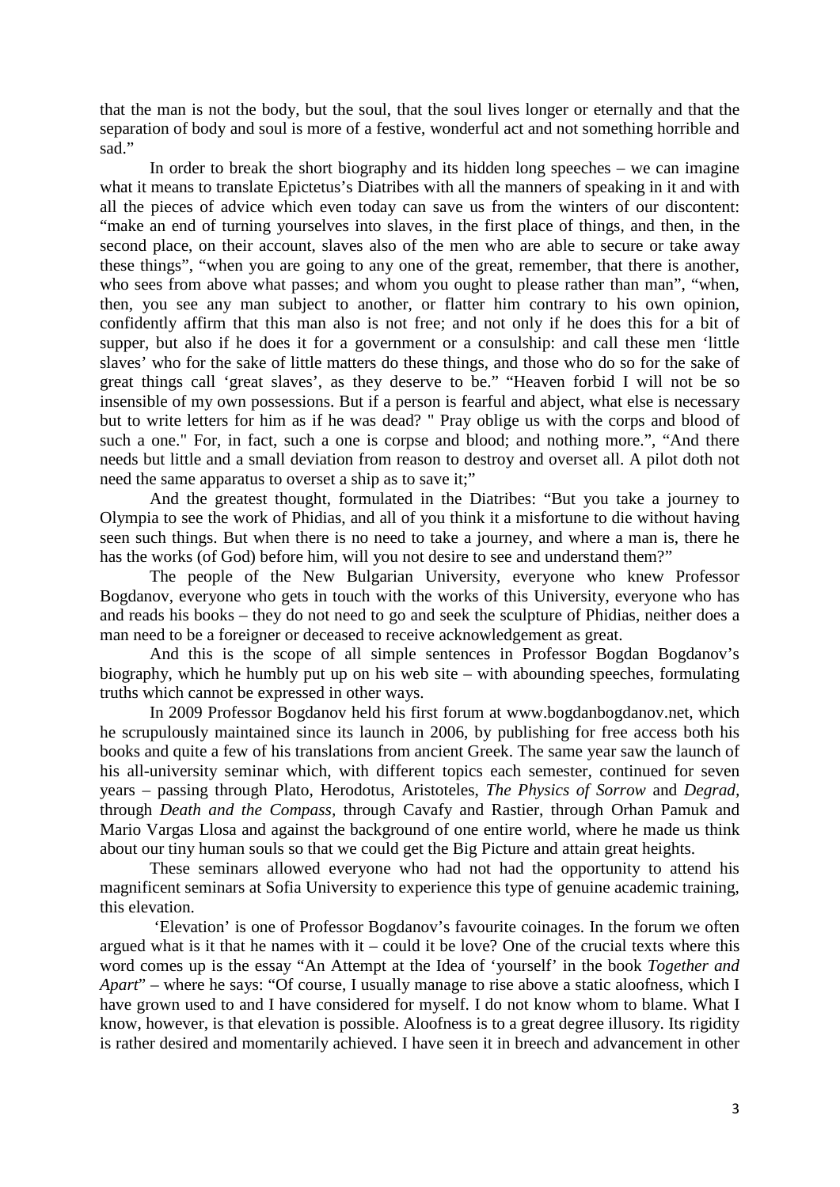that the man is not the body, but the soul, that the soul lives longer or eternally and that the separation of body and soul is more of a festive, wonderful act and not something horrible and sad."

In order to break the short biography and its hidden long speeches – we can imagine what it means to translate Epictetus's Diatribes with all the manners of speaking in it and with all the pieces of advice which even today can save us from the winters of our discontent: "make an end of turning yourselves into slaves, in the first place of things, and then, in the second place, on their account, slaves also of the men who are able to secure or take away these things", "when you are going to any one of the great, remember, that there is another, who sees from above what passes; and whom you ought to please rather than man", "when, then, you see any man subject to another, or flatter him contrary to his own opinion, confidently affirm that this man also is not free; and not only if he does this for a bit of supper, but also if he does it for a government or a consulship: and call these men 'little slaves' who for the sake of little matters do these things, and those who do so for the sake of great things call 'great slaves', as they deserve to be." "Heaven forbid I will not be so insensible of my own possessions. But if a person is fearful and abject, what else is necessary but to write letters for him as if he was dead? " Pray oblige us with the corps and blood of such a one." For, in fact, such a one is corpse and blood; and nothing more.", "And there needs but little and a small deviation from reason to destroy and overset all. A pilot doth not need the same apparatus to overset a ship as to save it;"

And the greatest thought, formulated in the Diatribes: "But you take a journey to Olympia to see the work of Phidias, and all of you think it a misfortune to die without having seen such things. But when there is no need to take a journey, and where a man is, there he has the works (of God) before him, will you not desire to see and understand them?"

The people of the New Bulgarian University, everyone who knew Professor Bogdanov, everyone who gets in touch with the works of this University, everyone who has and reads his books – they do not need to go and seek the sculpture of Phidias, neither does a man need to be a foreigner or deceased to receive acknowledgement as great.

And this is the scope of all simple sentences in Professor Bogdan Bogdanov's biography, which he humbly put up on his web site – with abounding speeches, formulating truths which cannot be expressed in other ways.

In 2009 Professor Bogdanov held his first forum at www.bogdanbogdanov.net, which he scrupulously maintained since its launch in 2006, by publishing for free access both his books and quite a few of his translations from ancient Greek. The same year saw the launch of his all-university seminar which, with different topics each semester, continued for seven years – passing through Plato, Herodotus, Aristoteles, *The Physics of Sorrow* and *Degrad*, through *Death and the Compass*, through Cavafy and Rastier, through Orhan Pamuk and Mario Vargas Llosa and against the background of one entire world, where he made us think about our tiny human souls so that we could get the Big Picture and attain great heights.

These seminars allowed everyone who had not had the opportunity to attend his magnificent seminars at Sofia University to experience this type of genuine academic training, this elevation.

'Elevation' is one of Professor Bogdanov's favourite coinages. In the forum we often argued what is it that he names with it – could it be love? One of the crucial texts where this word comes up is the essay "An Attempt at the Idea of 'yourself' in the book *Together and Apart*" – where he says: "Of course, I usually manage to rise above a static aloofness, which I have grown used to and I have considered for myself. I do not know whom to blame. What I know, however, is that elevation is possible. Aloofness is to a great degree illusory. Its rigidity is rather desired and momentarily achieved. I have seen it in breech and advancement in other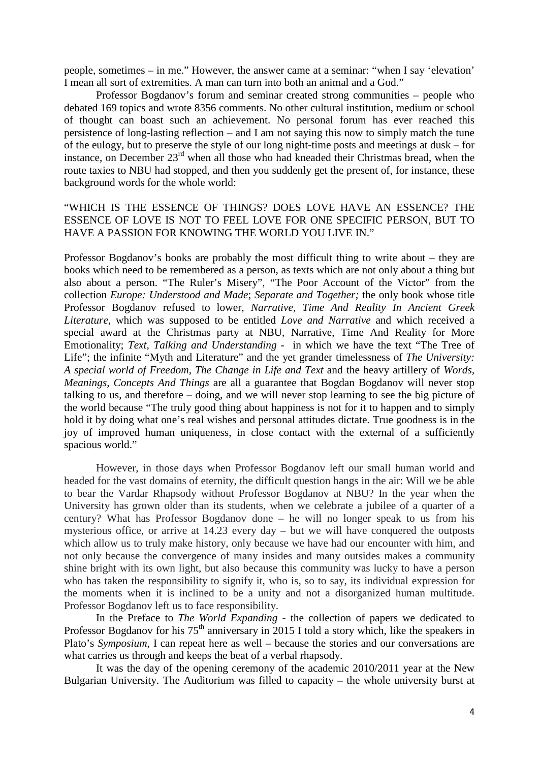people, sometimes – in me." However, the answer came at a seminar: "when I say 'elevation' I mean all sort of extremities. A man can turn into both an animal and a God."

Professor Bogdanov's forum and seminar created strong communities – people who debated 169 topics and wrote 8356 comments. No other cultural institution, medium or school of thought can boast such an achievement. No personal forum has ever reached this persistence of long-lasting reflection – and I am not saying this now to simply match the tune of the eulogy, but to preserve the style of our long night-time posts and meetings at dusk – for instance, on December 23rd when all those who had kneaded their Christmas bread, when the route taxies to NBU had stopped, and then you suddenly get the present of, for instance, these background words for the whole world:

"WHICH IS THE ESSENCE OF THINGS? DOES LOVE HAVE AN ESSENCE? THE ESSENCE OF LOVE IS NOT TO FEEL LOVE FOR ONE SPECIFIC PERSON, BUT TO HAVE A PASSION FOR KNOWING THE WORLD YOU LIVE IN."

Professor Bogdanov's books are probably the most difficult thing to write about – they are books which need to be remembered as a person, as texts which are not only about a thing but also about a person. "The Ruler's Misery", "The Poor Account of the Victor" from the collection *Europe: Understood and Made*; *Separate and Together;* the only book whose title Professor Bogdanov refused to lower, *Narrative, Time And Reality In Ancient Greek Literature*, which was supposed to be entitled *Love and Narrative* and which received a special award at the Christmas party at NBU, Narrative, Time And Reality for More Emotionality; *Text, Talking and Understanding* - in which we have the text "The Tree of Life"; the infinite "Myth and Literature" and the yet grander timelessness of *The University: A special world of Freedom*, *The Change in Life and Text* and the heavy artillery of *Words, Meanings, Concepts And Things* are all a guarantee that Bogdan Bogdanov will never stop talking to us, and therefore – doing, and we will never stop learning to see the big picture of the world because "The truly good thing about happiness is not for it to happen and to simply hold it by doing what one's real wishes and personal attitudes dictate. True goodness is in the joy of improved human uniqueness, in close contact with the external of a sufficiently spacious world."

However, in those days when Professor Bogdanov left our small human world and headed for the vast domains of eternity, the difficult question hangs in the air: Will we be able to bear the Vardar Rhapsody without Professor Bogdanov at NBU? In the year when the University has grown older than its students, when we celebrate a jubilee of a quarter of a century? What has Professor Bogdanov done – he will no longer speak to us from his mysterious office, or arrive at 14.23 every day – but we will have conquered the outposts which allow us to truly make history, only because we have had our encounter with him, and not only because the convergence of many insides and many outsides makes a community shine bright with its own light, but also because this community was lucky to have a person who has taken the responsibility to signify it, who is, so to say, its individual expression for the moments when it is inclined to be a unity and not a disorganized human multitude. Professor Bogdanov left us to face responsibility.

In the Preface to *The World Expanding* - the collection of papers we dedicated to Professor Bogdanov for his 75th anniversary in 2015 I told a story which, like the speakers in Plato's *Symposium*, I can repeat here as well – because the stories and our conversations are what carries us through and keeps the beat of a verbal rhapsody.

It was the day of the opening ceremony of the academic 2010/2011 year at the New Bulgarian University. The Auditorium was filled to capacity – the whole university burst at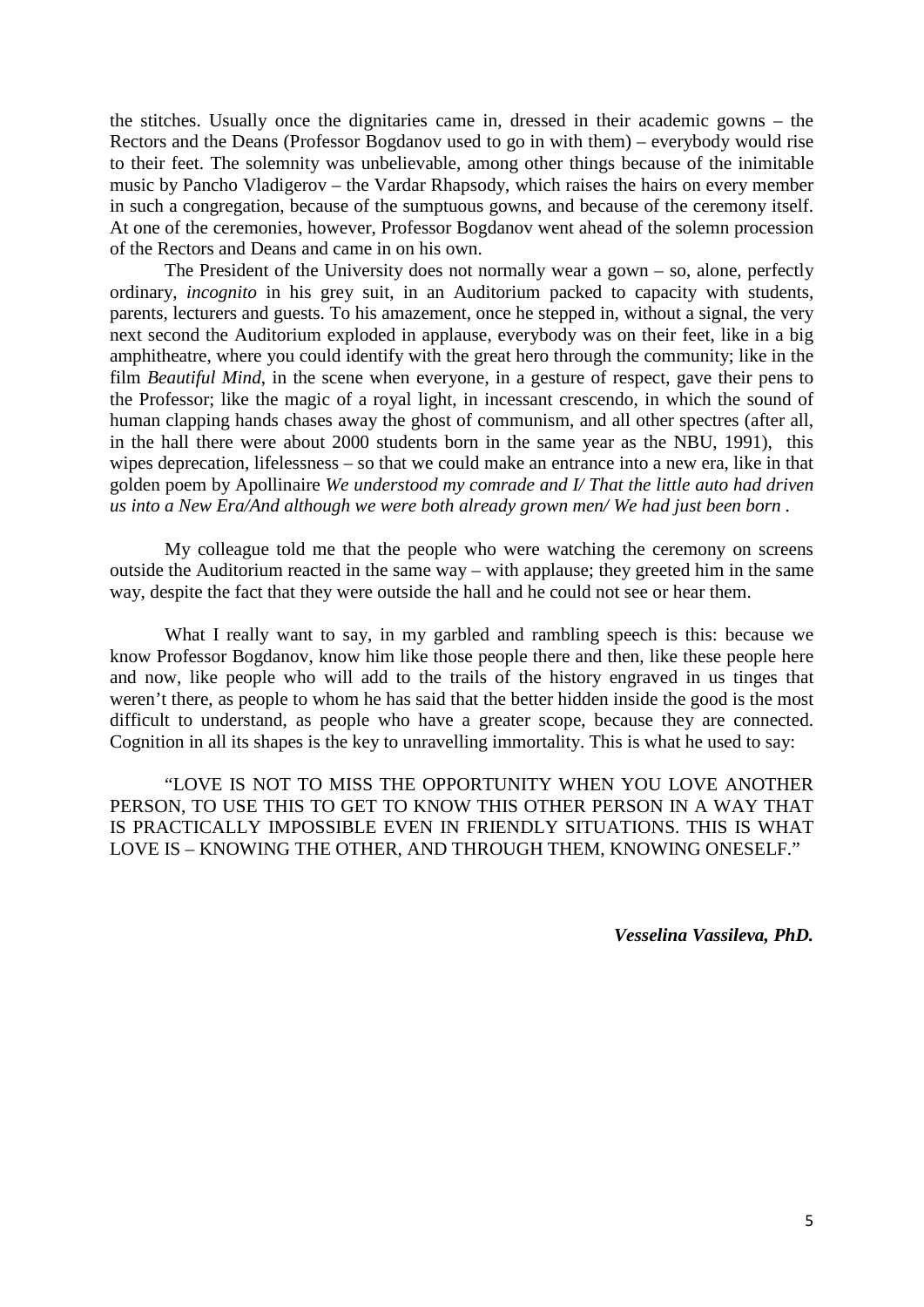the stitches. Usually once the dignitaries came in, dressed in their academic gowns – the Rectors and the Deans (Professor Bogdanov used to go in with them) – everybody would rise to their feet. The solemnity was unbelievable, among other things because of the inimitable music by Pancho Vladigerov – the Vardar Rhapsody, which raises the hairs on every member in such a congregation, because of the sumptuous gowns, and because of the ceremony itself. At one of the ceremonies, however, Professor Bogdanov went ahead of the solemn procession of the Rectors and Deans and came in on his own.

The President of the University does not normally wear a gown – so, alone, perfectly ordinary, *incognito* in his grey suit, in an Auditorium packed to capacity with students, parents, lecturers and guests. To his amazement, once he stepped in, without a signal, the very next second the Auditorium exploded in applause, everybody was on their feet, like in a big amphitheatre, where you could identify with the great hero through the community; like in the film *Beautiful Mind*, in the scene when everyone, in a gesture of respect, gave their pens to the Professor; like the magic of a royal light, in incessant crescendo, in which the sound of human clapping hands chases away the ghost of communism, and all other spectres (after all, in the hall there were about 2000 students born in the same year as the NBU, 1991), this wipes deprecation, lifelessness – so that we could make an entrance into a new era, like in that golden poem by Apollinaire *We understood my comrade and I/ That the little auto had driven us into a New Era/And although we were both already grown men/ We had just been born* .

My colleague told me that the people who were watching the ceremony on screens outside the Auditorium reacted in the same way – with applause; they greeted him in the same way, despite the fact that they were outside the hall and he could not see or hear them.

What I really want to say, in my garbled and rambling speech is this: because we know Professor Bogdanov, know him like those people there and then, like these people here and now, like people who will add to the trails of the history engraved in us tinges that weren't there, as people to whom he has said that the better hidden inside the good is the most difficult to understand, as people who have a greater scope, because they are connected. Cognition in all its shapes is the key to unravelling immortality. This is what he used to say:

"LOVE IS NOT TO MISS THE OPPORTUNITY WHEN YOU LOVE ANOTHER PERSON, TO USE THIS TO GET TO KNOW THIS OTHER PERSON IN A WAY THAT IS PRACTICALLY IMPOSSIBLE EVEN IN FRIENDLY SITUATIONS. THIS IS WHAT LOVE IS – KNOWING THE OTHER, AND THROUGH THEM, KNOWING ONESELF."

***Vesselina Vassileva, PhD.***